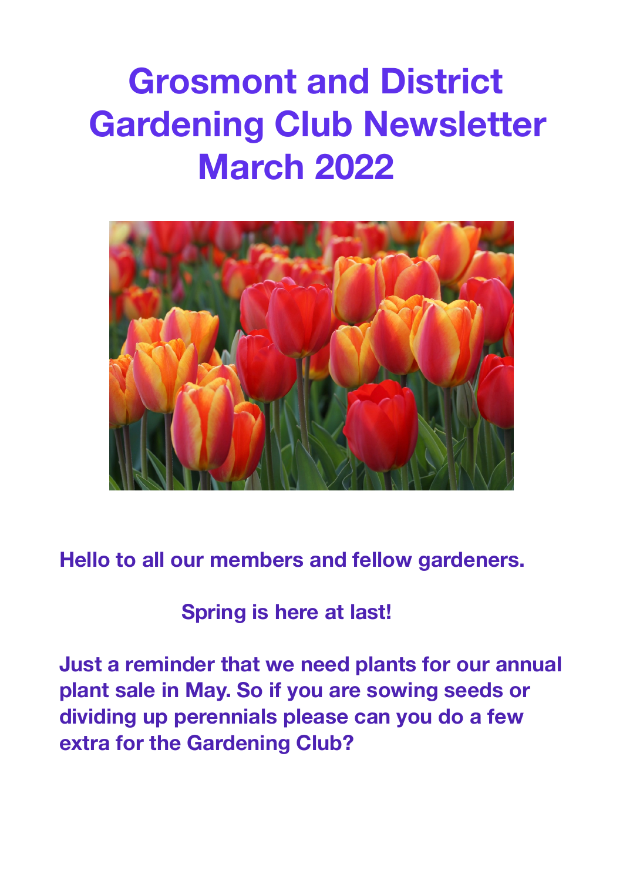# Grosmont and District Gardening Club Newsletter March 2022

**Hello to all our members and fellow gardeners.**

**Spring is here at last!**

**Just a reminder that we need plants for our annual plant sale in May. So if you are sowing seeds or dividing up perennials please can you do a few extra for the Gardening Club?**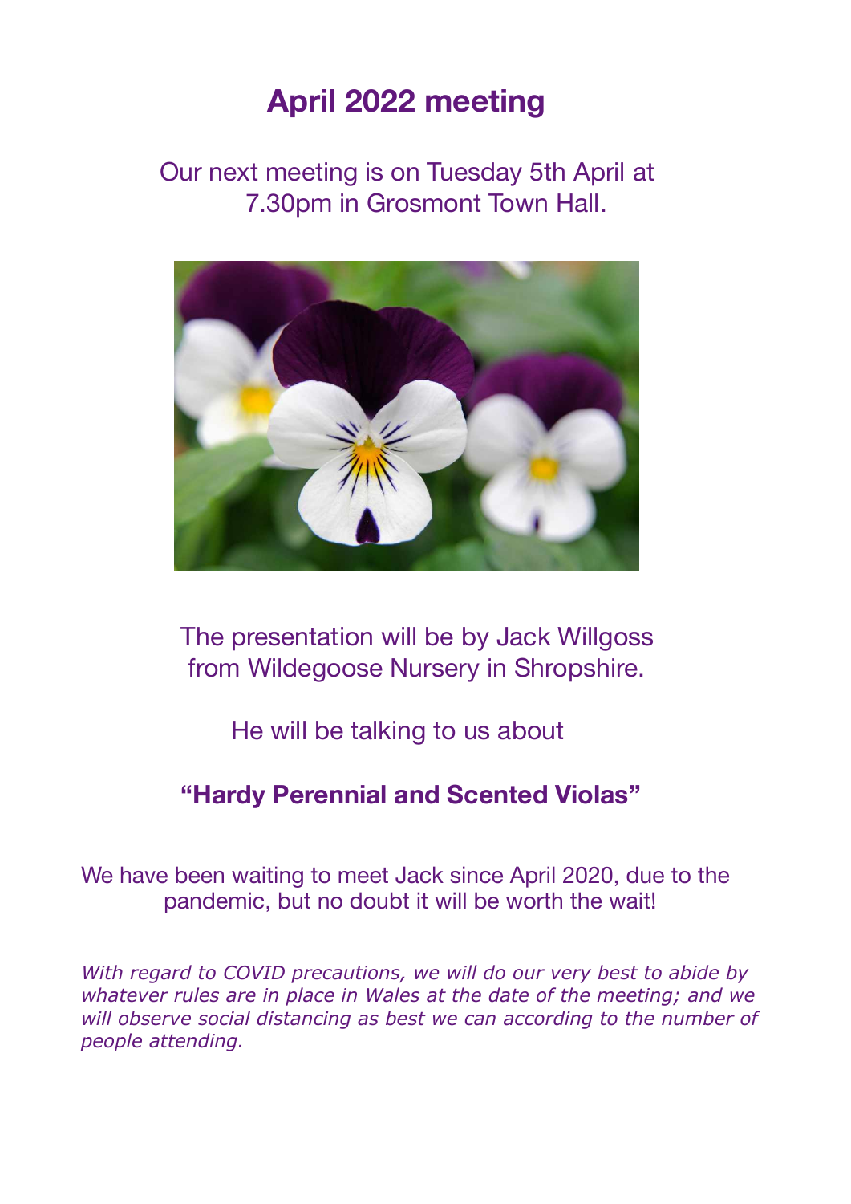# April 2022 meeting

Our next meeting is on Tuesday 5th April at 7.30pm in Grosmont Town Hall.

The presentation will be by Jack Willgoss from Wildegoose Nursery in Shropshire.

He will be talking to us about

**"Hardy Perennial and Scented Violas"**

We have been waiting to meet Jack since April 2020, due to the pandemic, but no doubt it will be worth the wait!

*With regard to COVID precautions, we will do our very best to abide by whatever rules are in place in Wales at the date of the meeting; and we will observe social distancing as best we can according to the number of people attending.*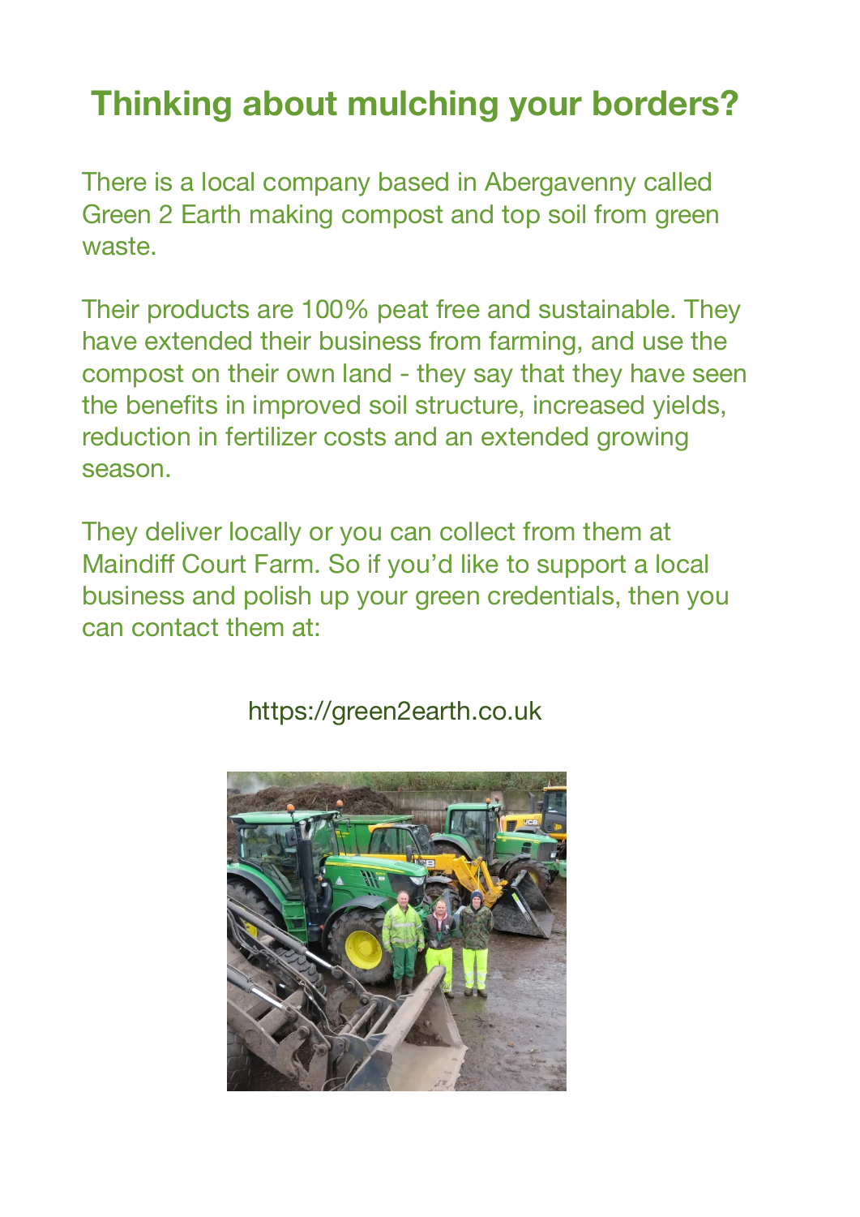# Thinking about mulching your borders?

There is a local company based in Abergavenny called Green 2 Earth making compost and top soil from green waste.

Their products are 100% peat free and sustainable. They have extended their business from farming, and use the compost on their own land - they say that they have seen the benefits in improved soil structure, increased yields, reduction in fertilizer costs and an extended growing season.

They deliver locally or you can collect from them at Maindiff Court Farm. So if you'd like to support a local business and polish up your green credentials, then you can contact them at:

https://green2earth.co.uk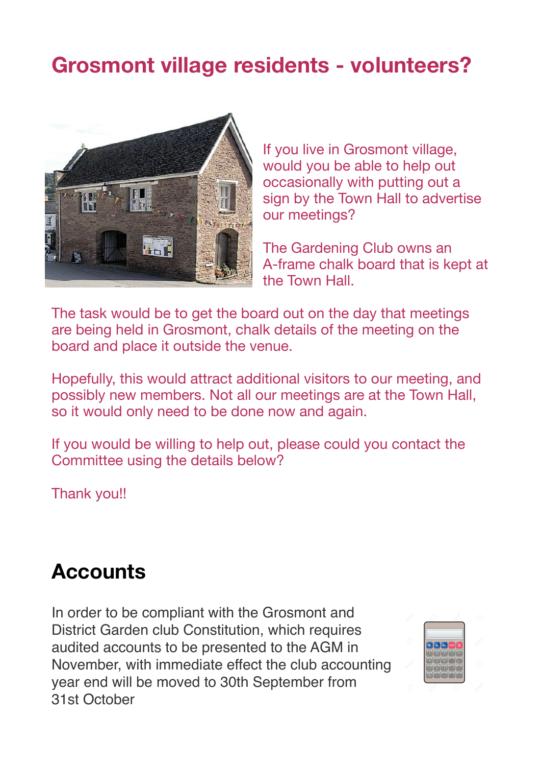## Grosmont village residents - volunteers?

If you live in Grosmont village, would you be able to help out occasionally with putting out a sign by the Town Hall to advertise our meetings?

The Gardening Club owns an A-frame chalk board that is kept at the Town Hall.

The task would be to get the board out on the day that meetings are being held in Grosmont, chalk details of the meeting on the board and place it outside the venue.

Hopefully, this would attract additional visitors to our meeting, and possibly new members. Not all our meetings are at the Town Hall, so it would only need to be done now and again.

If you would be willing to help out, please could you contact the Committee using the details below?

Thank you!!

## Accounts

In order to be compliant with the Grosmont and District Garden club Constitution, which requires audited accounts to be presented to the AGM in November, with immediate effect the club accounting year end will be moved to 30th September from 31st October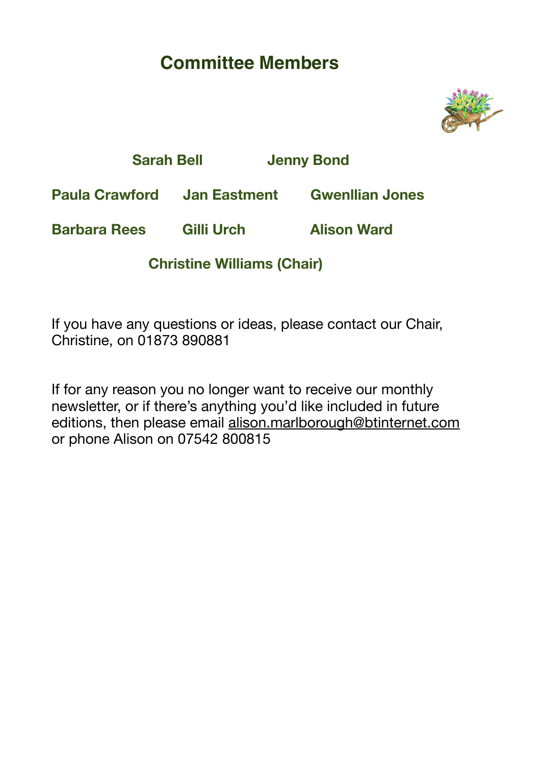## Committee Members

**Sarah Bell** **Jenny Bond**

**Paula Crawford** **Jan Eastment** **Gwenllian Jones**

**Barbara Rees** **Gilli Urch** **Alison Ward**

**Christine Williams (Chair)**

If you have any questions or ideas, please contact our Chair, Christine, on 01873 890881

If for any reason you no longer want to receive our monthly newsletter, or if there's anything you'd like included in future editions, then please email alison.marlborough@btinternet.com or phone Alison on 07542 800815